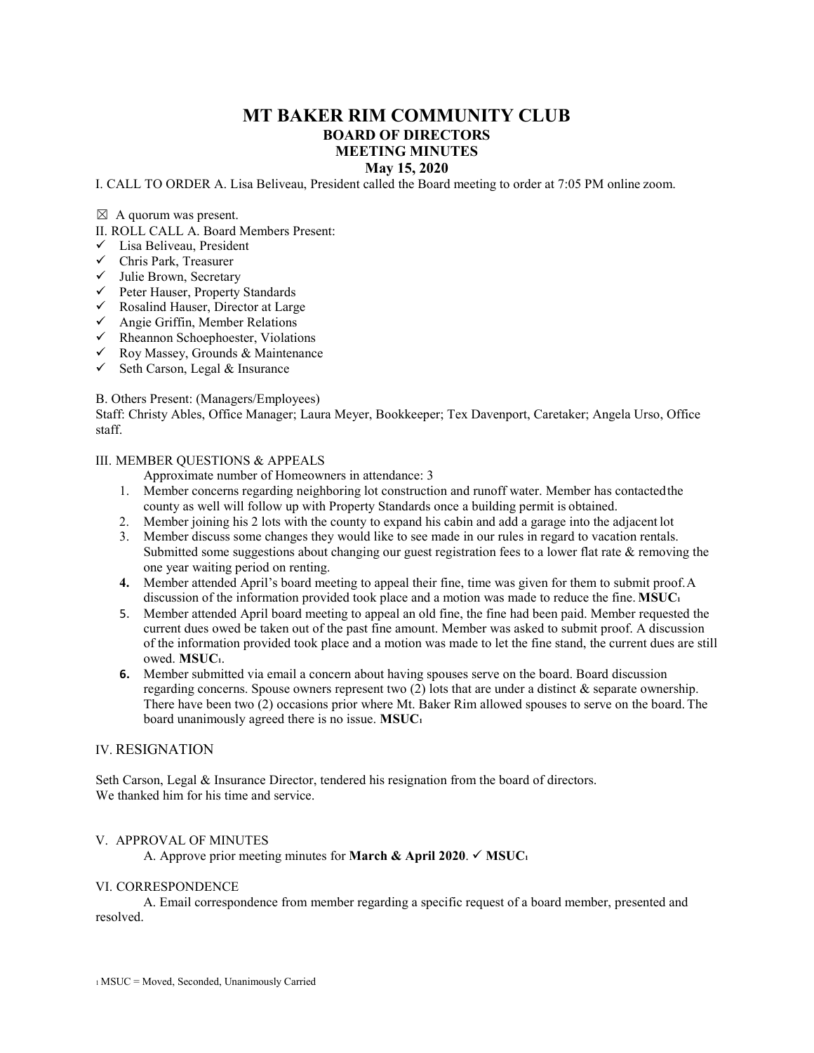# MT BAKER RIM COMMUNITY CLUB

## BOARD OF DIRECTORS

## MEETING MINUTES

## May 15, 2020

I. CALL TO ORDER A. Lisa Beliveau, President called the Board meeting to order at 7:05 PM online zoom.

☒ A quorum was present.

II. ROLL CALL A. Board Members Present:

- ✓ Lisa Beliveau, President
- ✓ Chris Park, Treasurer
- ✓ Julie Brown, Secretary
- ✓ Peter Hauser, Property Standards
- ✓ Rosalind Hauser, Director at Large
- ✓ Angie Griffin, Member Relations
- ✓ Rheannon Schoephoester, Violations
- ✓ Roy Massey, Grounds & Maintenance
- ✓ Seth Carson, Legal & Insurance

B. Others Present: (Managers/Employees)
Staff: Christy Ables, Office Manager; Laura Meyer, Bookkeeper; Tex Davenport, Caretaker; Angela Urso, Office staff.

III. MEMBER QUESTIONS & APPEALS

Approximate number of Homeowners in attendance: 3

1. Member concerns regarding neighboring lot construction and runoff water. Member has contacted the county as well will follow up with Property Standards once a building permit is obtained.
2. Member joining his 2 lots with the county to expand his cabin and add a garage into the adjacent lot
3. Member discuss some changes they would like to see made in our rules in regard to vacation rentals. Submitted some suggestions about changing our guest registration fees to a lower flat rate & removing the one year waiting period on renting.
4. Member attended April's board meeting to appeal their fine, time was given for them to submit proof. A discussion of the information provided took place and a motion was made to reduce the fine. **MSUC**[1]
5. Member attended April board meeting to appeal an old fine, the fine had been paid. Member requested the current dues owed be taken out of the past fine amount. Member was asked to submit proof. A discussion of the information provided took place and a motion was made to let the fine stand, the current dues are still owed. **MSUC**[1].
6. Member submitted via email a concern about having spouses serve on the board. Board discussion regarding concerns. Spouse owners represent two (2) lots that are under a distinct & separate ownership. There have been two (2) occasions prior where Mt. Baker Rim allowed spouses to serve on the board. The board unanimously agreed there is no issue. **MSUC**[1]

IV. RESIGNATION

Seth Carson, Legal & Insurance Director, tendered his resignation from the board of directors.
We thanked him for his time and service.

V. APPROVAL OF MINUTES

A. Approve prior meeting minutes for **March & April 2020**. ✓ **MSUC**[1]

VI. CORRESPONDENCE

A. Email correspondence from member regarding a specific request of a board member, presented and resolved.

[1] MSUC = Moved, Seconded, Unanimously Carried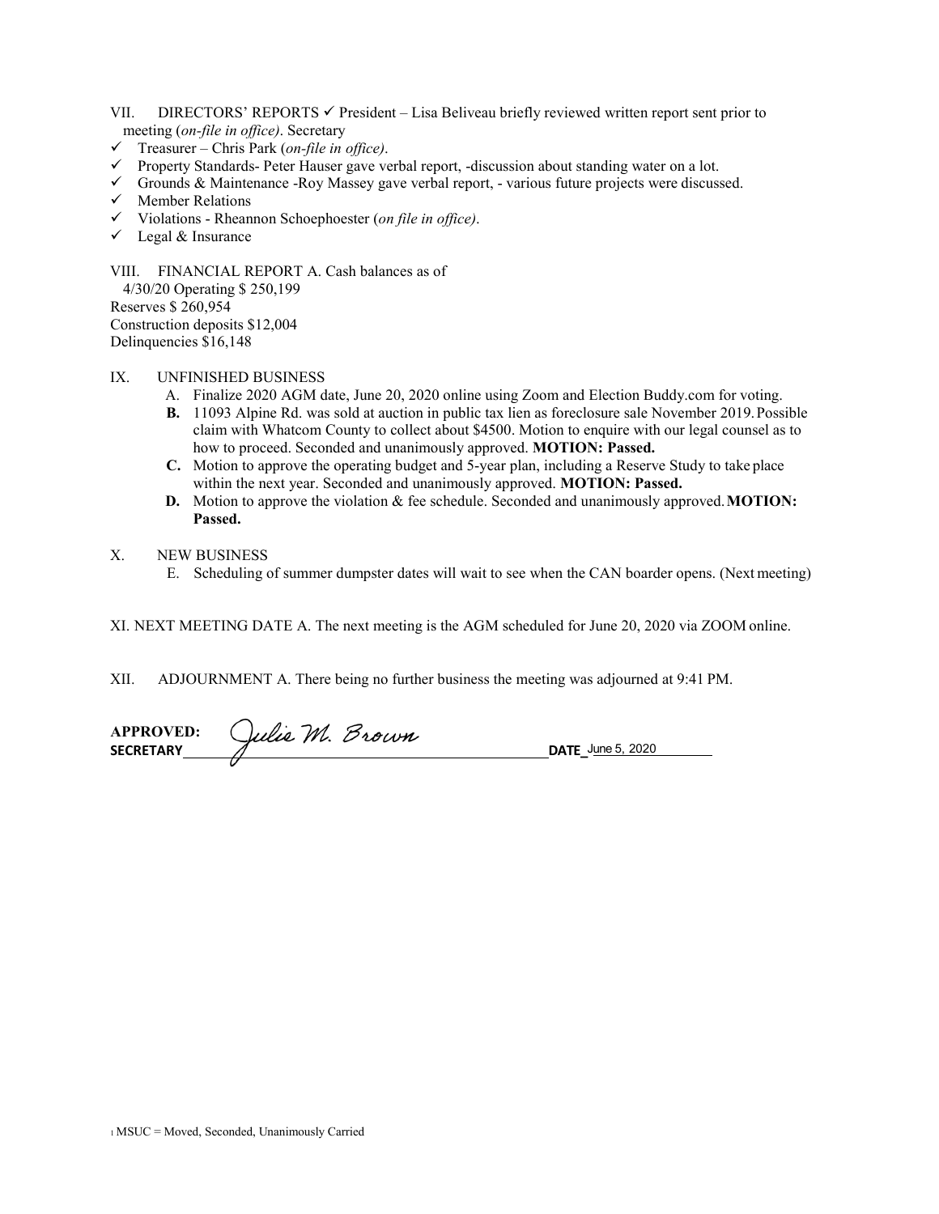VII. DIRECTORS' REPORTS ✓ President – Lisa Beliveau briefly reviewed written report sent prior to meeting (*on-file in office)*. Secretary

- ✓ Treasurer – Chris Park (*on-file in office)*.
- ✓ Property Standards- Peter Hauser gave verbal report, -discussion about standing water on a lot.
- ✓ Grounds & Maintenance -Roy Massey gave verbal report, - various future projects were discussed.
- ✓ Member Relations
- ✓ Violations - Rheannon Schoephoester (*on file in office)*.
- ✓ Legal & Insurance

VIII. FINANCIAL REPORT A. Cash balances as of 4/30/20 Operating $ 250,199
Reserves $ 260,954
Construction deposits $12,004
Delinquencies $16,148

IX. UNFINISHED BUSINESS

A. Finalize 2020 AGM date, June 20, 2020 online using Zoom and Election Buddy.com for voting.

**B.** 11093 Alpine Rd. was sold at auction in public tax lien as foreclosure sale November 2019. Possible claim with Whatcom County to collect about $4500. Motion to enquire with our legal counsel as to how to proceed. Seconded and unanimously approved. **MOTION: Passed.**

**C.** Motion to approve the operating budget and 5-year plan, including a Reserve Study to take place within the next year. Seconded and unanimously approved. **MOTION: Passed.**

**D.** Motion to approve the violation & fee schedule. Seconded and unanimously approved. **MOTION: Passed.**

X. NEW BUSINESS

E. Scheduling of summer dumpster dates will wait to see when the CAN boarder opens. (Next meeting)

XI. NEXT MEETING DATE A. The next meeting is the AGM scheduled for June 20, 2020 via ZOOM online.

XII. ADJOURNMENT A. There being no further business the meeting was adjourned at 9:41 PM.

**APPROVED:**
**SECRETARY** Julie M. Brown **DATE** June 5, 2020

[1] MSUC = Moved, Seconded, Unanimously Carried